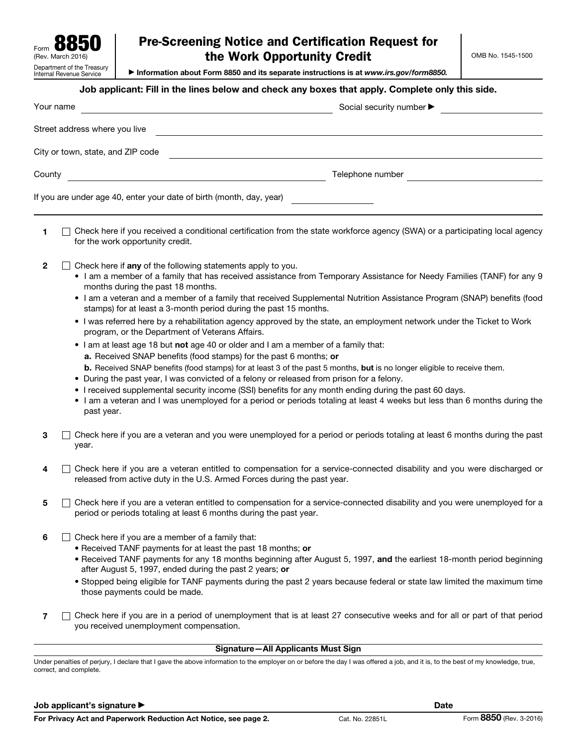Form **8850** (Rev. March 2016)
Department of the Treasury
Internal Revenue Service

# Pre-Screening Notice and Certification Request for the Work Opportunity Credit

▶ Information about Form 8850 and its separate instructions is at *www.irs.gov/form8850.*

OMB No. 1545-1500

**Job applicant: Fill in the lines below and check any boxes that apply. Complete only this side.**

Your name ____________________ Social security number ▶ ____________________

Street address where you live ____________________

City or town, state, and ZIP code ____________________

County ____________________ Telephone number ____________________

If you are under age 40, enter your date of birth (month, day, year) ____________________

**1** ☐ Check here if you received a conditional certification from the state workforce agency (SWA) or a participating local agency for the work opportunity credit.

**2** ☐ Check here if **any** of the following statements apply to you.

- I am a member of a family that has received assistance from Temporary Assistance for Needy Families (TANF) for any 9 months during the past 18 months.
- I am a veteran and a member of a family that received Supplemental Nutrition Assistance Program (SNAP) benefits (food stamps) for at least a 3-month period during the past 15 months.
- I was referred here by a rehabilitation agency approved by the state, an employment network under the Ticket to Work program, or the Department of Veterans Affairs.
- I am at least age 18 but **not** age 40 or older and I am a member of a family that:
  **a.** Received SNAP benefits (food stamps) for the past 6 months; **or**
  **b.** Received SNAP benefits (food stamps) for at least 3 of the past 5 months, **but** is no longer eligible to receive them.
- During the past year, I was convicted of a felony or released from prison for a felony.
- I received supplemental security income (SSI) benefits for any month ending during the past 60 days.
- I am a veteran and I was unemployed for a period or periods totaling at least 4 weeks but less than 6 months during the past year.

**3** ☐ Check here if you are a veteran and you were unemployed for a period or periods totaling at least 6 months during the past year.

**4** ☐ Check here if you are a veteran entitled to compensation for a service-connected disability and you were discharged or released from active duty in the U.S. Armed Forces during the past year.

**5** ☐ Check here if you are a veteran entitled to compensation for a service-connected disability and you were unemployed for a period or periods totaling at least 6 months during the past year.

**6** ☐ Check here if you are a member of a family that:

- Received TANF payments for at least the past 18 months; **or**
- Received TANF payments for any 18 months beginning after August 5, 1997, **and** the earliest 18-month period beginning after August 5, 1997, ended during the past 2 years; **or**
- Stopped being eligible for TANF payments during the past 2 years because federal or state law limited the maximum time those payments could be made.

**7** ☐ Check here if you are in a period of unemployment that is at least 27 consecutive weeks and for all or part of that period you received unemployment compensation.

**Signature—All Applicants Must Sign**

Under penalties of perjury, I declare that I gave the above information to the employer on or before the day I was offered a job, and it is, to the best of my knowledge, true, correct, and complete.

**Job applicant's signature ▶** ____________________ **Date** ____________________

**For Privacy Act and Paperwork Reduction Act Notice, see page 2.** Cat. No. 22851L Form **8850** (Rev. 3-2016)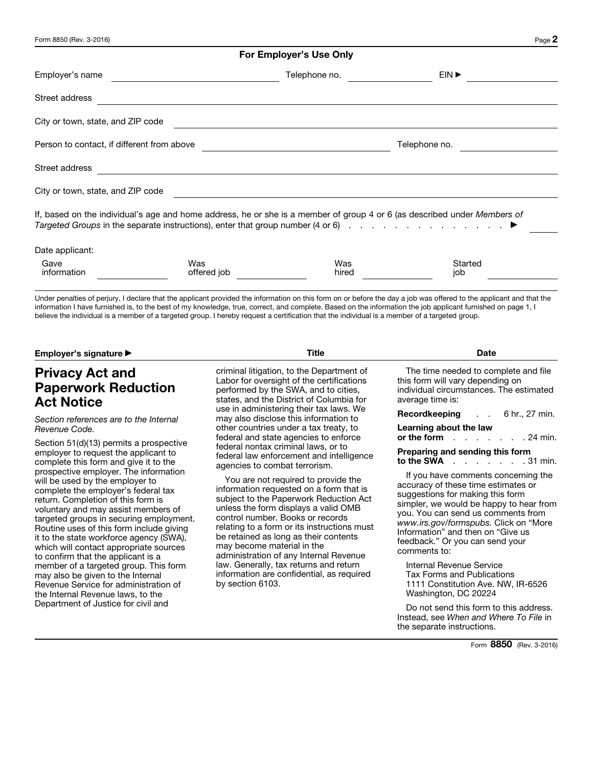## For Employer's Use Only

Employer's name ____________________ Telephone no. ____________ EIN ▶ ____________

Street address ________________________________________

City or town, state, and ZIP code ________________________________________

Person to contact, if different from above ____________________ Telephone no. ____________

Street address ________________________________________

City or town, state, and ZIP code ________________________________________

If, based on the individual's age and home address, he or she is a member of group 4 or 6 (as described under *Members of Targeted Groups* in the separate instructions), enter that group number (4 or 6) . . . . . . . . . . . . . . . . ▶ ______

Date applicant:

| Gave information | | Was offered job | | Was hired | | Started job | |
|---|---|---|---|---|---|---|---|

Under penalties of perjury, I declare that the applicant provided the information on this form on or before the day a job was offered to the applicant and that the information I have furnished is, to the best of my knowledge, true, correct, and complete. Based on the information the job applicant furnished on page 1, I believe the individual is a member of a targeted group. I hereby request a certification that the individual is a member of a targeted group.

**Employer's signature ▶** | **Title** | **Date**

# Privacy Act and Paperwork Reduction Act Notice

*Section references are to the Internal Revenue Code.*

Section 51(d)(13) permits a prospective employer to request the applicant to complete this form and give it to the prospective employer. The information will be used by the employer to complete the employer's federal tax return. Completion of this form is voluntary and may assist members of targeted groups in securing employment. Routine uses of this form include giving it to the state workforce agency (SWA), which will contact appropriate sources to confirm that the applicant is a member of a targeted group. This form may also be given to the Internal Revenue Service for administration of the Internal Revenue laws, to the Department of Justice for civil and criminal litigation, to the Department of Labor for oversight of the certifications performed by the SWA, and to cities, states, and the District of Columbia for use in administering their tax laws. We may also disclose this information to other countries under a tax treaty, to federal and state agencies to enforce federal nontax criminal laws, or to federal law enforcement and intelligence agencies to combat terrorism.

You are not required to provide the information requested on a form that is subject to the Paperwork Reduction Act unless the form displays a valid OMB control number. Books or records relating to a form or its instructions must be retained as long as their contents may become material in the administration of any Internal Revenue law. Generally, tax returns and return information are confidential, as required by section 6103.

The time needed to complete and file this form will vary depending on individual circumstances. The estimated average time is:

**Recordkeeping** . . 6 hr., 27 min.

**Learning about the law or the form** . . . . . . . . 24 min.

**Preparing and sending this form to the SWA** . . . . . . . . 31 min.

If you have comments concerning the accuracy of these time estimates or suggestions for making this form simpler, we would be happy to hear from you. You can send us comments from *www.irs.gov/formspubs.* Click on "More Information" and then on "Give us feedback." Or you can send your comments to:

Internal Revenue Service
Tax Forms and Publications
1111 Constitution Ave. NW, IR-6526
Washington, DC 20224

Do not send this form to this address. Instead, see *When and Where To File* in the separate instructions.